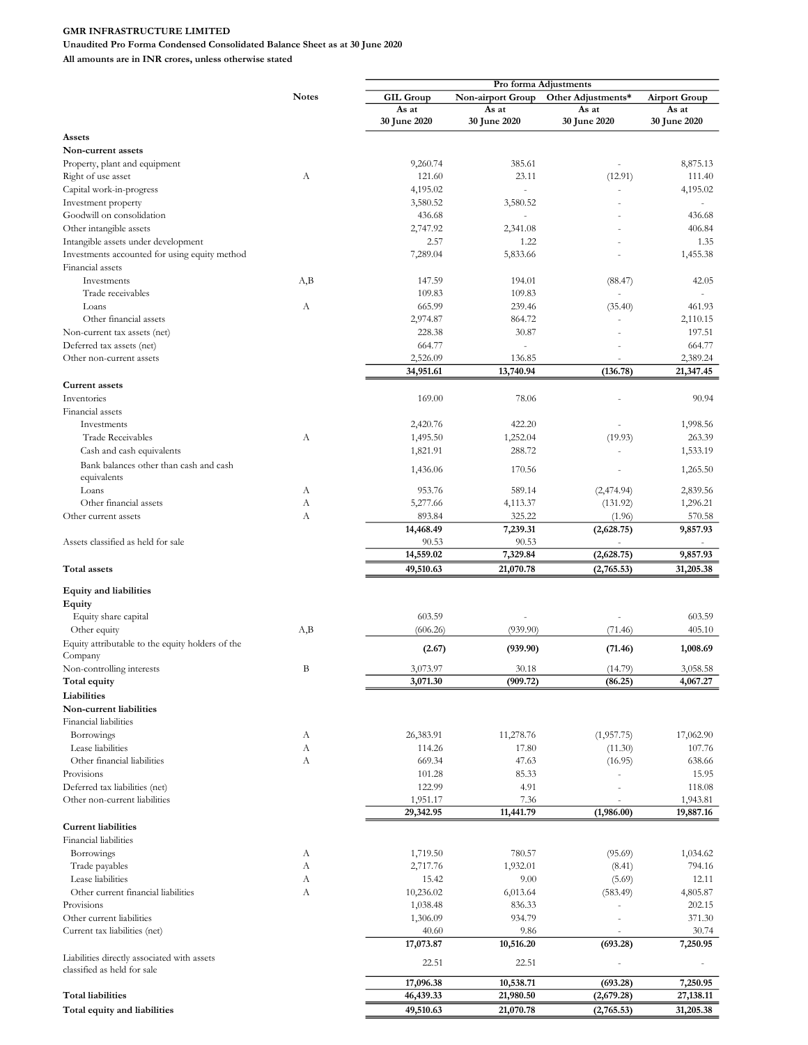**GMR INFRASTRUCTURE LIMITED**

**Unaudited Pro Forma Condensed Consolidated Balance Sheet as at 30 June 2020**

**All amounts are in INR crores, unless otherwise stated**

| | Notes | GIL Group | Pro forma Adjustments | | Airport Group |
|---|---|---|---|---|---|
| | | | Non-airport Group | Other Adjustments* | |
| | | As at 30 June 2020 | As at 30 June 2020 | As at 30 June 2020 | As at 30 June 2020 |
| **Assets** | | | | | |
| **Non-current assets** | | | | | |
| Property, plant and equipment | | 9,260.74 | 385.61 | - | 8,875.13 |
| Right of use asset | A | 121.60 | 23.11 | (12.91) | 111.40 |
| Capital work-in-progress | | 4,195.02 | - | - | 4,195.02 |
| Investment property | | 3,580.52 | 3,580.52 | - | - |
| Goodwill on consolidation | | 436.68 | - | - | 436.68 |
| Other intangible assets | | 2,747.92 | 2,341.08 | - | 406.84 |
| Intangible assets under development | | 2.57 | 1.22 | - | 1.35 |
| Investments accounted for using equity method | | 7,289.04 | 5,833.66 | - | 1,455.38 |
| Financial assets | | | | | |
| Investments | A,B | 147.59 | 194.01 | (88.47) | 42.05 |
| Trade receivables | | 109.83 | 109.83 | - | - |
| Loans | A | 665.99 | 239.46 | (35.40) | 461.93 |
| Other financial assets | | 2,974.87 | 864.72 | - | 2,110.15 |
| Non-current tax assets (net) | | 228.38 | 30.87 | - | 197.51 |
| Deferred tax assets (net) | | 664.77 | - | - | 664.77 |
| Other non-current assets | | 2,526.09 | 136.85 | - | 2,389.24 |
| | | **34,951.61** | **13,740.94** | **(136.78)** | **21,347.45** |
| **Current assets** | | | | | |
| Inventories | | 169.00 | 78.06 | - | 90.94 |
| Financial assets | | | | | |
| Investments | | 2,420.76 | 422.20 | - | 1,998.56 |
| Trade Receivables | A | 1,495.50 | 1,252.04 | (19.93) | 263.39 |
| Cash and cash equivalents | | 1,821.91 | 288.72 | - | 1,533.19 |
| Bank balances other than cash and cash equivalents | | 1,436.06 | 170.56 | - | 1,265.50 |
| Loans | A | 953.76 | 589.14 | (2,474.94) | 2,839.56 |
| Other financial assets | A | 5,277.66 | 4,113.37 | (131.92) | 1,296.21 |
| Other current assets | A | 893.84 | 325.22 | (1.96) | 570.58 |
| | | **14,468.49** | **7,239.31** | **(2,628.75)** | **9,857.93** |
| Assets classified as held for sale | | 90.53 | 90.53 | - | - |
| | | **14,559.02** | **7,329.84** | **(2,628.75)** | **9,857.93** |
| **Total assets** | | **49,510.63** | **21,070.78** | **(2,765.53)** | **31,205.38** |
| **Equity and liabilities** | | | | | |
| **Equity** | | | | | |
| Equity share capital | | 603.59 | - | - | 603.59 |
| Other equity | A,B | (606.26) | (939.90) | (71.46) | 405.10 |
| Equity attributable to the equity holders of the Company | | **(2.67)** | **(939.90)** | **(71.46)** | **1,008.69** |
| Non-controlling interests | B | 3,073.97 | 30.18 | (14.79) | 3,058.58 |
| **Total equity** | | **3,071.30** | **(909.72)** | **(86.25)** | **4,067.27** |
| **Liabilities** | | | | | |
| **Non-current liabilities** | | | | | |
| Financial liabilities | | | | | |
| Borrowings | A | 26,383.91 | 11,278.76 | (1,957.75) | 17,062.90 |
| Lease liabilities | A | 114.26 | 17.80 | (11.30) | 107.76 |
| Other financial liabilities | A | 669.34 | 47.63 | (16.95) | 638.66 |
| Provisions | | 101.28 | 85.33 | - | 15.95 |
| Deferred tax liabilities (net) | | 122.99 | 4.91 | - | 118.08 |
| Other non-current liabilities | | 1,951.17 | 7.36 | - | 1,943.81 |
| | | **29,342.95** | **11,441.79** | **(1,986.00)** | **19,887.16** |
| **Current liabilities** | | | | | |
| Financial liabilities | | | | | |
| Borrowings | A | 1,719.50 | 780.57 | (95.69) | 1,034.62 |
| Trade payables | A | 2,717.76 | 1,932.01 | (8.41) | 794.16 |
| Lease liabilities | A | 15.42 | 9.00 | (5.69) | 12.11 |
| Other current financial liabilities | A | 10,236.02 | 6,013.64 | (583.49) | 4,805.87 |
| Provisions | | 1,038.48 | 836.33 | - | 202.15 |
| Other current liabilities | | 1,306.09 | 934.79 | - | 371.30 |
| Current tax liabilities (net) | | 40.60 | 9.86 | - | 30.74 |
| | | **17,073.87** | **10,516.20** | **(693.28)** | **7,250.95** |
| Liabilities directly associated with assets classified as held for sale | | 22.51 | 22.51 | | - |
| | | **17,096.38** | **10,538.71** | **(693.28)** | **7,250.95** |
| **Total liabilities** | | **46,439.33** | **21,980.50** | **(2,679.28)** | **27,138.11** |
| **Total equity and liabilities** | | **49,510.63** | **21,070.78** | **(2,765.53)** | **31,205.38** |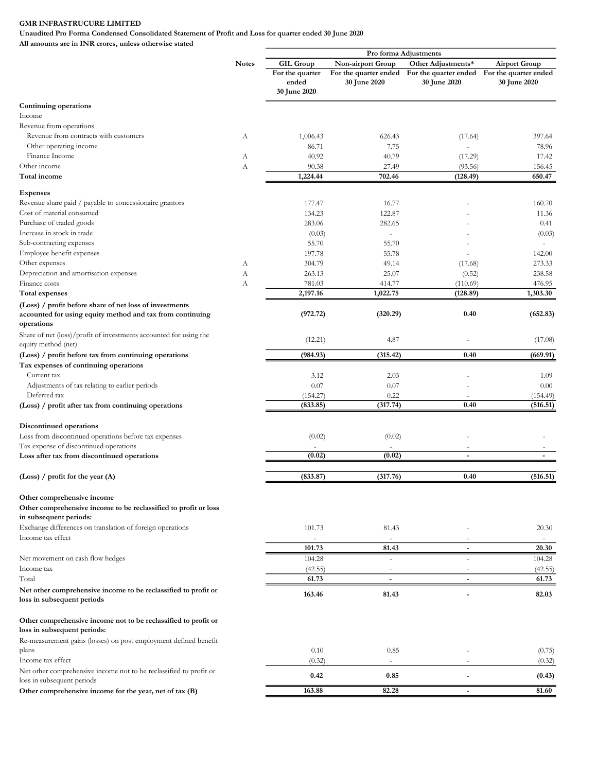**GMR INFRASTRUCURE LIMITED**

**Unaudited Pro Forma Condensed Consolidated Statement of Profit and Loss for quarter ended 30 June 2020**

**All amounts are in INR crores, unless otherwise stated**

| | Notes | GIL Group | Pro forma Adjustments | | Airport Group |
|---|---|---|---|---|---|
| | | | Non-airport Group | Other Adjustments* | |
| | | For the quarter ended 30 June 2020 | For the quarter ended 30 June 2020 | For the quarter ended 30 June 2020 | For the quarter ended 30 June 2020 |
| **Continuing operations** | | | | | |
| Income | | | | | |
| Revenue from operations | | | | | |
| Revenue from contracts with customers | A | 1,006.43 | 626.43 | (17.64) | 397.64 |
| Other operating income | | 86.71 | 7.75 | - | 78.96 |
| Finance Income | A | 40.92 | 40.79 | (17.29) | 17.42 |
| Other income | A | 90.38 | 27.49 | (93.56) | 156.45 |
| **Total income** | | **1,224.44** | **702.46** | **(128.49)** | **650.47** |
| **Expenses** | | | | | |
| Revenue share paid / payable to concessionaire grantors | | 177.47 | 16.77 | - | 160.70 |
| Cost of material consumed | | 134.23 | 122.87 | - | 11.36 |
| Purchase of traded goods | | 283.06 | 282.65 | - | 0.41 |
| Increase in stock in trade | | (0.03) | - | - | (0.03) |
| Sub-contracting expenses | | 55.70 | 55.70 | - | - |
| Employee benefit expenses | | 197.78 | 55.78 | - | 142.00 |
| Other expenses | A | 304.79 | 49.14 | (17.68) | 273.33 |
| Depreciation and amortisation expenses | A | 263.13 | 25.07 | (0.52) | 238.58 |
| Finance costs | A | 781.03 | 414.77 | (110.69) | 476.95 |
| **Total expenses** | | **2,197.16** | **1,022.75** | **(128.89)** | **1,303.30** |
| **(Loss) / profit before share of net loss of investments accounted for using equity method and tax from continuing operations** | | **(972.72)** | **(320.29)** | **0.40** | **(652.83)** |
| Share of net (loss)/profit of investments accounted for using the equity method (net) | | (12.21) | 4.87 | - | (17.08) |
| **(Loss) / profit before tax from continuing operations** | | **(984.93)** | **(315.42)** | **0.40** | **(669.91)** |
| **Tax expenses of continuing operations** | | | | | |
| Current tax | | 3.12 | 2.03 | - | 1.09 |
| Adjustments of tax relating to earlier periods | | 0.07 | 0.07 | - | 0.00 |
| Deferred tax | | (154.27) | 0.22 | - | (154.49) |
| **(Loss) / profit after tax from continuing operations** | | **(833.85)** | **(317.74)** | **0.40** | **(516.51)** |
| **Discontinued operations** | | | | | |
| Loss from discontinued operations before tax expenses | | (0.02) | (0.02) | - | - |
| Tax expense of discontinued operations | | - | - | - | - |
| **Loss after tax from discontinued operations** | | **(0.02)** | **(0.02)** | **-** | **-** |
| **(Loss) / profit for the year (A)** | | **(833.87)** | **(317.76)** | **0.40** | **(516.51)** |
| **Other comprehensive income** | | | | | |
| **Other comprehensive income to be reclassified to profit or loss in subsequent periods:** | | | | | |
| Exchange differences on translation of foreign operations | | 101.73 | 81.43 | - | 20.30 |
| Income tax effect | | - | - | - | - |
| | | **101.73** | **81.43** | **-** | **20.30** |
| Net movement on cash flow hedges | | 104.28 | - | - | 104.28 |
| Income tax | | (42.55) | - | - | (42.55) |
| Total | | **61.73** | **-** | **-** | **61.73** |
| **Net other comprehensive income to be reclassified to profit or loss in subsequent periods** | | **163.46** | **81.43** | **-** | **82.03** |
| **Other comprehensive income not to be reclassified to profit or loss in subsequent periods:** | | | | | |
| Re-measurement gains (losses) on post employment defined benefit plans | | 0.10 | 0.85 | - | (0.75) |
| Income tax effect | | (0.32) | - | - | (0.32) |
| Net other comprehensive income not to be reclassified to profit or loss in subsequent periods | | **0.42** | **0.85** | **-** | **(0.43)** |
| **Other comprehensive income for the year, net of tax (B)** | | **163.88** | **82.28** | **-** | **81.60** |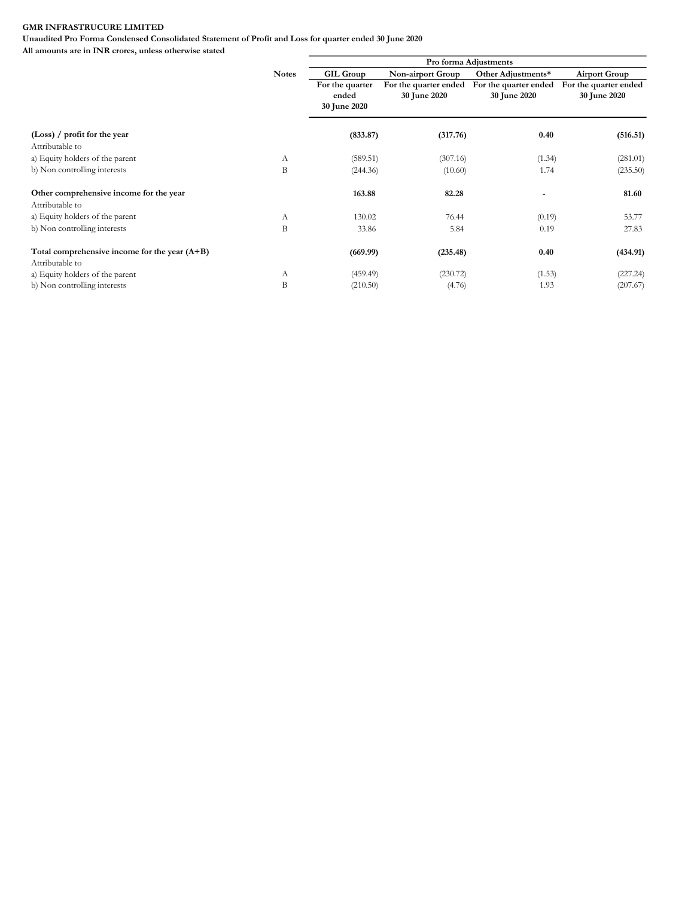**GMR INFRASTRUCURE LIMITED**

**Unaudited Pro Forma Condensed Consolidated Statement of Profit and Loss for quarter ended 30 June 2020**

**All amounts are in INR crores, unless otherwise stated**

| | Notes | | Pro forma Adjustments | | |
|---|---|---|---|---|---|
| | | **GIL Group** | **Non-airport Group** | **Other Adjustments*** | **Airport Group** |
| | | **For the quarter ended 30 June 2020** | **For the quarter ended 30 June 2020** | **For the quarter ended 30 June 2020** | **For the quarter ended 30 June 2020** |
| **(Loss) / profit for the year** | | **(833.87)** | **(317.76)** | **0.40** | **(516.51)** |
| Attributable to | | | | | |
| a) Equity holders of the parent | A | (589.51) | (307.16) | (1.34) | (281.01) |
| b) Non controlling interests | B | (244.36) | (10.60) | 1.74 | (235.50) |
| **Other comprehensive income for the year** | | **163.88** | **82.28** | **-** | **81.60** |
| Attributable to | | | | | |
| a) Equity holders of the parent | A | 130.02 | 76.44 | (0.19) | 53.77 |
| b) Non controlling interests | B | 33.86 | 5.84 | 0.19 | 27.83 |
| **Total comprehensive income for the year (A+B)** | | **(669.99)** | **(235.48)** | **0.40** | **(434.91)** |
| Attributable to | | | | | |
| a) Equity holders of the parent | A | (459.49) | (230.72) | (1.53) | (227.24) |
| b) Non controlling interests | B | (210.50) | (4.76) | 1.93 | (207.67) |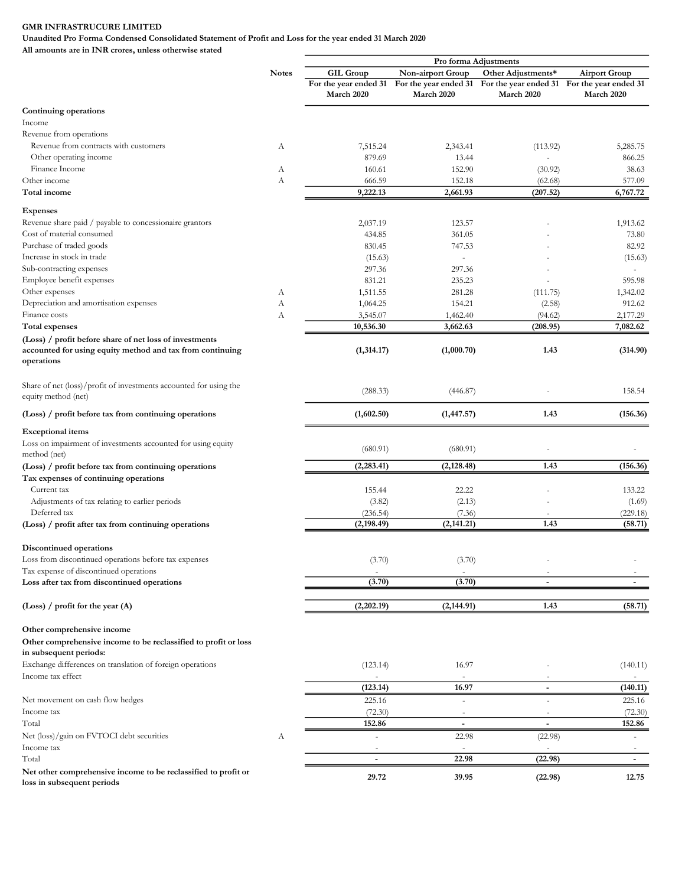**GMR INFRASTRUCURE LIMITED**

**Unaudited Pro Forma Condensed Consolidated Statement of Profit and Loss for the year ended 31 March 2020**

**All amounts are in INR crores, unless otherwise stated**

| | Notes | GIL Group | Pro forma Adjustments | | Airport Group |
|---|---|---|---|---|---|
| | | | Non-airport Group | Other Adjustments* | |
| | | For the year ended 31 March 2020 | For the year ended 31 March 2020 | For the year ended 31 March 2020 | For the year ended 31 March 2020 |
| **Continuing operations** | | | | | |
| Income | | | | | |
| Revenue from operations | | | | | |
| Revenue from contracts with customers | A | 7,515.24 | 2,343.41 | (113.92) | 5,285.75 |
| Other operating income | | 879.69 | 13.44 | - | 866.25 |
| Finance Income | A | 160.61 | 152.90 | (30.92) | 38.63 |
| Other income | A | 666.59 | 152.18 | (62.68) | 577.09 |
| **Total income** | | **9,222.13** | **2,661.93** | **(207.52)** | **6,767.72** |
| **Expenses** | | | | | |
| Revenue share paid / payable to concessionaire grantors | | 2,037.19 | 123.57 | - | 1,913.62 |
| Cost of material consumed | | 434.85 | 361.05 | - | 73.80 |
| Purchase of traded goods | | 830.45 | 747.53 | - | 82.92 |
| Increase in stock in trade | | (15.63) | - | - | (15.63) |
| Sub-contracting expenses | | 297.36 | 297.36 | - | - |
| Employee benefit expenses | | 831.21 | 235.23 | - | 595.98 |
| Other expenses | A | 1,511.55 | 281.28 | (111.75) | 1,342.02 |
| Depreciation and amortisation expenses | A | 1,064.25 | 154.21 | (2.58) | 912.62 |
| Finance costs | A | 3,545.07 | 1,462.40 | (94.62) | 2,177.29 |
| **Total expenses** | | **10,536.30** | **3,662.63** | **(208.95)** | **7,082.62** |
| **(Loss) / profit before share of net loss of investments accounted for using equity method and tax from continuing operations** | | **(1,314.17)** | **(1,000.70)** | **1.43** | **(314.90)** |
| Share of net (loss)/profit of investments accounted for using the equity method (net) | | (288.33) | (446.87) | - | 158.54 |
| **(Loss) / profit before tax from continuing operations** | | **(1,602.50)** | **(1,447.57)** | **1.43** | **(156.36)** |
| **Exceptional items** | | | | | |
| Loss on impairment of investments accounted for using equity method (net) | | (680.91) | (680.91) | - | - |
| **(Loss) / profit before tax from continuing operations** | | **(2,283.41)** | **(2,128.48)** | **1.43** | **(156.36)** |
| **Tax expenses of continuing operations** | | | | | |
| Current tax | | 155.44 | 22.22 | - | 133.22 |
| Adjustments of tax relating to earlier periods | | (3.82) | (2.13) | - | (1.69) |
| Deferred tax | | (236.54) | (7.36) | - | (229.18) |
| **(Loss) / profit after tax from continuing operations** | | **(2,198.49)** | **(2,141.21)** | **1.43** | **(58.71)** |
| **Discontinued operations** | | | | | |
| Loss from discontinued operations before tax expenses | | (3.70) | (3.70) | - | - |
| Tax expense of discontinued operations | | - | - | - | - |
| **Loss after tax from discontinued operations** | | **(3.70)** | **(3.70)** | **-** | **-** |
| **(Loss) / profit for the year (A)** | | **(2,202.19)** | **(2,144.91)** | **1.43** | **(58.71)** |
| **Other comprehensive income** | | | | | |
| **Other comprehensive income to be reclassified to profit or loss in subsequent periods:** | | | | | |
| Exchange differences on translation of foreign operations | | (123.14) | 16.97 | - | (140.11) |
| Income tax effect | | - | - | - | - |
| | | **(123.14)** | **16.97** | **-** | **(140.11)** |
| Net movement on cash flow hedges | | 225.16 | - | - | 225.16 |
| Income tax | | (72.30) | - | - | (72.30) |
| Total | | **152.86** | **-** | **-** | **152.86** |
| Net (loss)/gain on FVTOCI debt securities | A | - | 22.98 | (22.98) | - |
| Income tax | | - | - | - | - |
| Total | | **-** | **22.98** | **(22.98)** | **-** |
| **Net other comprehensive income to be reclassified to profit or loss in subsequent periods** | | **29.72** | **39.95** | **(22.98)** | **12.75** |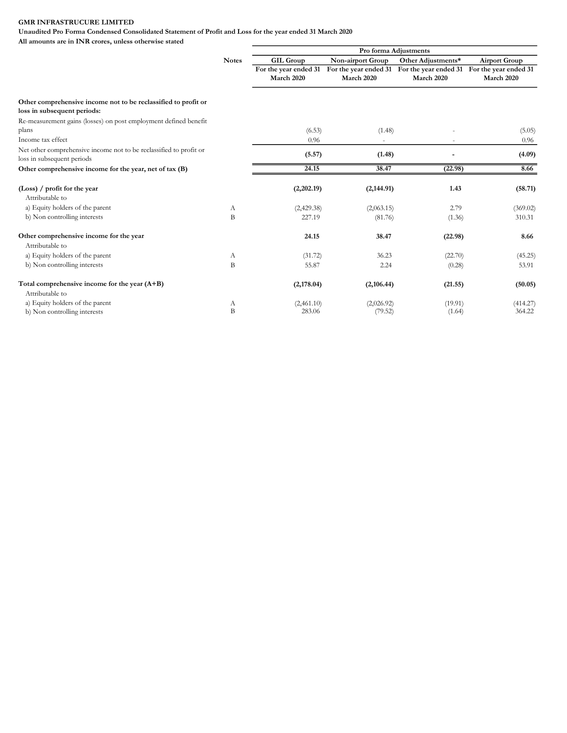**GMR INFRASTRUCURE LIMITED**

**Unaudited Pro Forma Condensed Consolidated Statement of Profit and Loss for the year ended 31 March 2020**

**All amounts are in INR crores, unless otherwise stated**

| | Notes | | Pro forma Adjustments | | |
|---|---|---|---|---|---|
| | | GIL Group | Non-airport Group | Other Adjustments* | Airport Group |
| | | For the year ended 31 March 2020 | For the year ended 31 March 2020 | For the year ended 31 March 2020 | For the year ended 31 March 2020 |
| **Other comprehensive income not to be reclassified to profit or loss in subsequent periods:** | | | | | |
| Re-measurement gains (losses) on post employment defined benefit plans | | (6.53) | (1.48) | - | (5.05) |
| Income tax effect | | 0.96 | - | - | 0.96 |
| Net other comprehensive income not to be reclassified to profit or loss in subsequent periods | | **(5.57)** | **(1.48)** | **-** | **(4.09)** |
| **Other comprehensive income for the year, net of tax (B)** | | **24.15** | **38.47** | **(22.98)** | **8.66** |
| **(Loss) / profit for the year** | | **(2,202.19)** | **(2,144.91)** | **1.43** | **(58.71)** |
| Attributable to | | | | | |
| a) Equity holders of the parent | A | (2,429.38) | (2,063.15) | 2.79 | (369.02) |
| b) Non controlling interests | B | 227.19 | (81.76) | (1.36) | 310.31 |
| **Other comprehensive income for the year** | | **24.15** | **38.47** | **(22.98)** | **8.66** |
| Attributable to | | | | | |
| a) Equity holders of the parent | A | (31.72) | 36.23 | (22.70) | (45.25) |
| b) Non controlling interests | B | 55.87 | 2.24 | (0.28) | 53.91 |
| **Total comprehensive income for the year (A+B)** | | **(2,178.04)** | **(2,106.44)** | **(21.55)** | **(50.05)** |
| Attributable to | | | | | |
| a) Equity holders of the parent | A | (2,461.10) | (2,026.92) | (19.91) | (414.27) |
| b) Non controlling interests | B | 283.06 | (79.52) | (1.64) | 364.22 |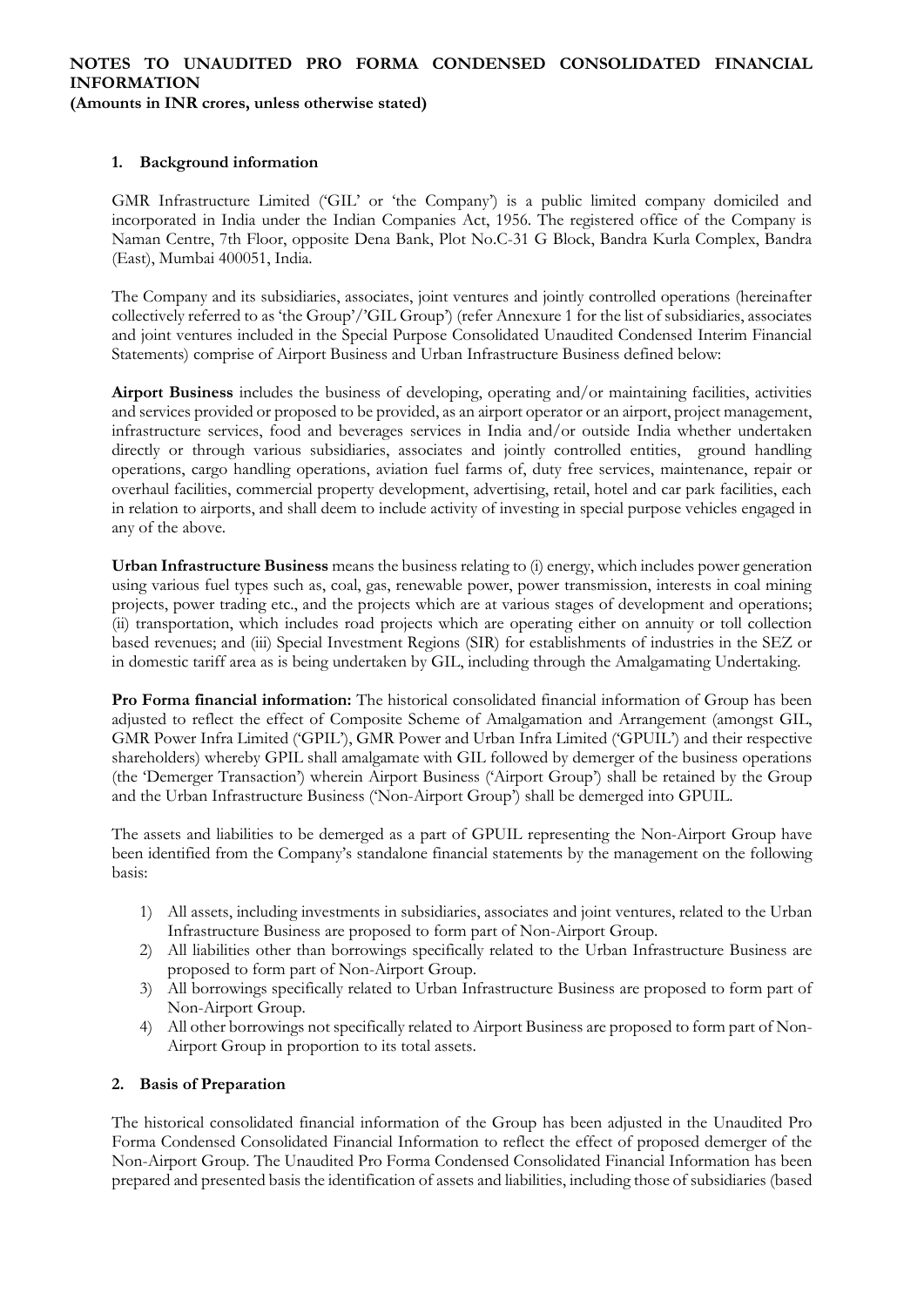**NOTES TO UNAUDITED PRO FORMA CONDENSED CONSOLIDATED FINANCIAL INFORMATION**
**(Amounts in INR crores, unless otherwise stated)**

## 1. Background information

GMR Infrastructure Limited ('GIL' or 'the Company') is a public limited company domiciled and incorporated in India under the Indian Companies Act, 1956. The registered office of the Company is Naman Centre, 7th Floor, opposite Dena Bank, Plot No.C-31 G Block, Bandra Kurla Complex, Bandra (East), Mumbai 400051, India.

The Company and its subsidiaries, associates, joint ventures and jointly controlled operations (hereinafter collectively referred to as 'the Group'/'GIL Group') (refer Annexure 1 for the list of subsidiaries, associates and joint ventures included in the Special Purpose Consolidated Unaudited Condensed Interim Financial Statements) comprise of Airport Business and Urban Infrastructure Business defined below:

**Airport Business** includes the business of developing, operating and/or maintaining facilities, activities and services provided or proposed to be provided, as an airport operator or an airport, project management, infrastructure services, food and beverages services in India and/or outside India whether undertaken directly or through various subsidiaries, associates and jointly controlled entities, ground handling operations, cargo handling operations, aviation fuel farms of, duty free services, maintenance, repair or overhaul facilities, commercial property development, advertising, retail, hotel and car park facilities, each in relation to airports, and shall deem to include activity of investing in special purpose vehicles engaged in any of the above.

**Urban Infrastructure Business** means the business relating to (i) energy, which includes power generation using various fuel types such as, coal, gas, renewable power, power transmission, interests in coal mining projects, power trading etc., and the projects which are at various stages of development and operations; (ii) transportation, which includes road projects which are operating either on annuity or toll collection based revenues; and (iii) Special Investment Regions (SIR) for establishments of industries in the SEZ or in domestic tariff area as is being undertaken by GIL, including through the Amalgamating Undertaking.

**Pro Forma financial information:** The historical consolidated financial information of Group has been adjusted to reflect the effect of Composite Scheme of Amalgamation and Arrangement (amongst GIL, GMR Power Infra Limited ('GPIL'), GMR Power and Urban Infra Limited ('GPUIL') and their respective shareholders) whereby GPIL shall amalgamate with GIL followed by demerger of the business operations (the 'Demerger Transaction') wherein Airport Business ('Airport Group') shall be retained by the Group and the Urban Infrastructure Business ('Non-Airport Group') shall be demerged into GPUIL.

The assets and liabilities to be demerged as a part of GPUIL representing the Non-Airport Group have been identified from the Company's standalone financial statements by the management on the following basis:

1) All assets, including investments in subsidiaries, associates and joint ventures, related to the Urban Infrastructure Business are proposed to form part of Non-Airport Group.
2) All liabilities other than borrowings specifically related to the Urban Infrastructure Business are proposed to form part of Non-Airport Group.
3) All borrowings specifically related to Urban Infrastructure Business are proposed to form part of Non-Airport Group.
4) All other borrowings not specifically related to Airport Business are proposed to form part of Non-Airport Group in proportion to its total assets.

## 2. Basis of Preparation

The historical consolidated financial information of the Group has been adjusted in the Unaudited Pro Forma Condensed Consolidated Financial Information to reflect the effect of proposed demerger of the Non-Airport Group. The Unaudited Pro Forma Condensed Consolidated Financial Information has been prepared and presented basis the identification of assets and liabilities, including those of subsidiaries (based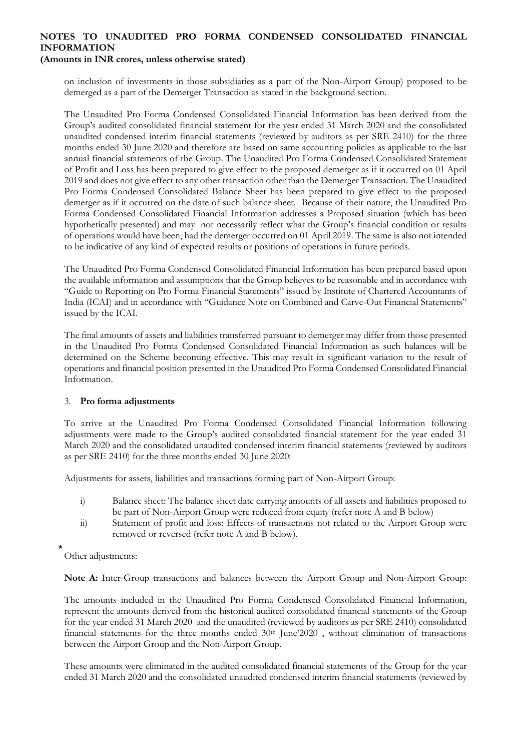on inclusion of investments in those subsidiaries as a part of the Non-Airport Group) proposed to be demerged as a part of the Demerger Transaction as stated in the background section.

The Unaudited Pro Forma Condensed Consolidated Financial Information has been derived from the Group's audited consolidated financial statement for the year ended 31 March 2020 and the consolidated unaudited condensed interim financial statements (reviewed by auditors as per SRE 2410) for the three months ended 30 June 2020 and therefore are based on same accounting policies as applicable to the last annual financial statements of the Group. The Unaudited Pro Forma Condensed Consolidated Statement of Profit and Loss has been prepared to give effect to the proposed demerger as if it occurred on 01 April 2019 and does not give effect to any other transaction other than the Demerger Transaction. The Unaudited Pro Forma Condensed Consolidated Balance Sheet has been prepared to give effect to the proposed demerger as if it occurred on the date of such balance sheet. Because of their nature, the Unaudited Pro Forma Condensed Consolidated Financial Information addresses a Proposed situation (which has been hypothetically presented) and may not necessarily reflect what the Group's financial condition or results of operations would have been, had the demerger occurred on 01 April 2019. The same is also not intended to be indicative of any kind of expected results or positions of operations in future periods.

The Unaudited Pro Forma Condensed Consolidated Financial Information has been prepared based upon the available information and assumptions that the Group believes to be reasonable and in accordance with "Guide to Reporting on Pro Forma Financial Statements" issued by Institute of Chartered Accountants of India (ICAI) and in accordance with "Guidance Note on Combined and Carve-Out Financial Statements" issued by the ICAI.

The final amounts of assets and liabilities transferred pursuant to demerger may differ from those presented in the Unaudited Pro Forma Condensed Consolidated Financial Information as such balances will be determined on the Scheme becoming effective. This may result in significant variation to the result of operations and financial position presented in the Unaudited Pro Forma Condensed Consolidated Financial Information.

## 3. **Pro forma adjustments**

To arrive at the Unaudited Pro Forma Condensed Consolidated Financial Information following adjustments were made to the Group's audited consolidated financial statement for the year ended 31 March 2020 and the consolidated unaudited condensed interim financial statements (reviewed by auditors as per SRE 2410) for the three months ended 30 June 2020:

Adjustments for assets, liabilities and transactions forming part of Non-Airport Group:

i) Balance sheet: The balance sheet date carrying amounts of all assets and liabilities proposed to be part of Non-Airport Group were reduced from equity (refer note A and B below)

ii) Statement of profit and loss: Effects of transactions not related to the Airport Group were removed or reversed (refer note A and B below).

Other adjustments:

**Note A:** Inter-Group transactions and balances between the Airport Group and Non-Airport Group:

The amounts included in the Unaudited Pro Forma Condensed Consolidated Financial Information, represent the amounts derived from the historical audited consolidated financial statements of the Group for the year ended 31 March 2020 and the unaudited (reviewed by auditors as per SRE 2410) consolidated financial statements for the three months ended 30th June'2020 , without elimination of transactions between the Airport Group and the Non-Airport Group.

These amounts were eliminated in the audited consolidated financial statements of the Group for the year ended 31 March 2020 and the consolidated unaudited condensed interim financial statements (reviewed by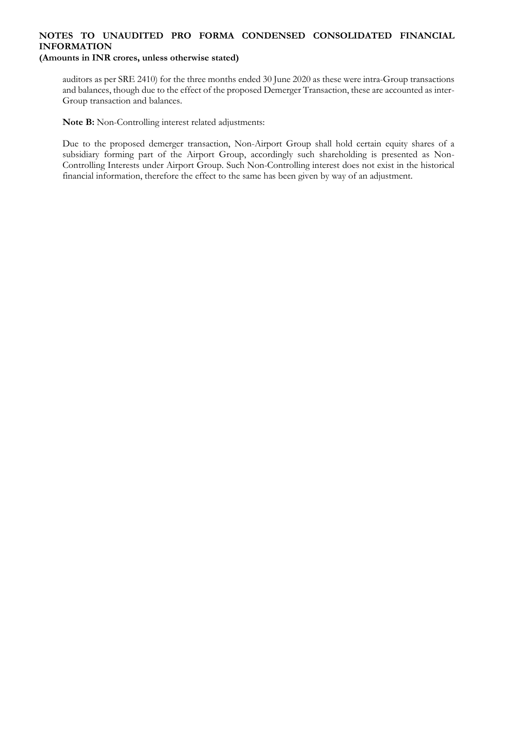auditors as per SRE 2410) for the three months ended 30 June 2020 as these were intra-Group transactions and balances, though due to the effect of the proposed Demerger Transaction, these are accounted as inter-Group transaction and balances.

**Note B:** Non-Controlling interest related adjustments:

Due to the proposed demerger transaction, Non-Airport Group shall hold certain equity shares of a subsidiary forming part of the Airport Group, accordingly such shareholding is presented as Non-Controlling Interests under Airport Group. Such Non-Controlling interest does not exist in the historical financial information, therefore the effect to the same has been given by way of an adjustment.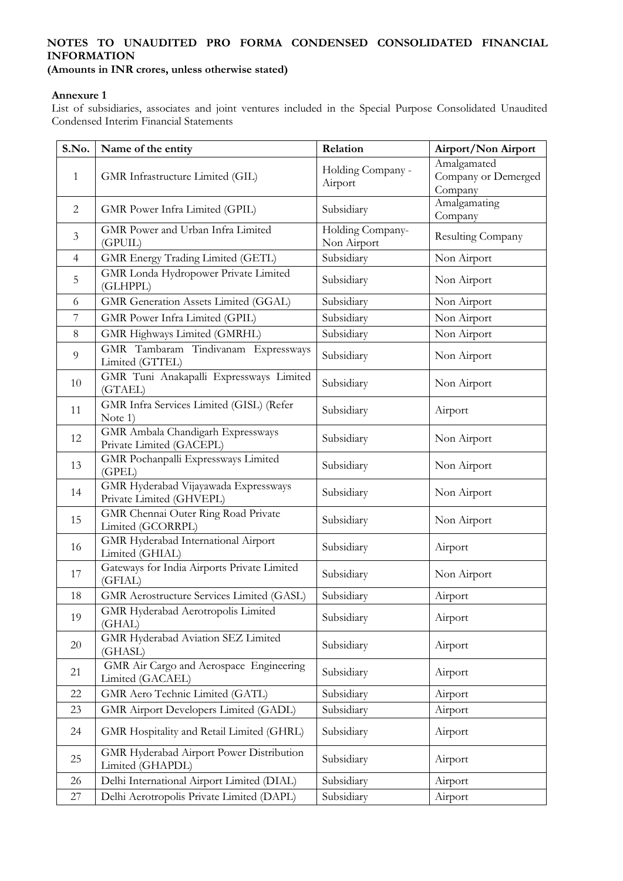**NOTES TO UNAUDITED PRO FORMA CONDENSED CONSOLIDATED FINANCIAL INFORMATION**
**(Amounts in INR crores, unless otherwise stated)**

**Annexure 1**

List of subsidiaries, associates and joint ventures included in the Special Purpose Consolidated Unaudited Condensed Interim Financial Statements

| S.No. | Name of the entity | Relation | Airport/Non Airport |
|---|---|---|---|
| 1 | GMR Infrastructure Limited (GIL) | Holding Company - Airport | Amalgamated Company or Demerged Company |
| 2 | GMR Power Infra Limited (GPIL) | Subsidiary | Amalgamating Company |
| 3 | GMR Power and Urban Infra Limited (GPUIL) | Holding Company- Non Airport | Resulting Company |
| 4 | GMR Energy Trading Limited (GETL) | Subsidiary | Non Airport |
| 5 | GMR Londa Hydropower Private Limited (GLHPPL) | Subsidiary | Non Airport |
| 6 | GMR Generation Assets Limited (GGAL) | Subsidiary | Non Airport |
| 7 | GMR Power Infra Limited (GPIL) | Subsidiary | Non Airport |
| 8 | GMR Highways Limited (GMRHL) | Subsidiary | Non Airport |
| 9 | GMR Tambaram Tindivanam Expressways Limited (GTTEL) | Subsidiary | Non Airport |
| 10 | GMR Tuni Anakapalli Expressways Limited (GTAEL) | Subsidiary | Non Airport |
| 11 | GMR Infra Services Limited (GISL) (Refer Note 1) | Subsidiary | Airport |
| 12 | GMR Ambala Chandigarh Expressways Private Limited (GACEPL) | Subsidiary | Non Airport |
| 13 | GMR Pochanpalli Expressways Limited (GPEL) | Subsidiary | Non Airport |
| 14 | GMR Hyderabad Vijayawada Expressways Private Limited (GHVEPL) | Subsidiary | Non Airport |
| 15 | GMR Chennai Outer Ring Road Private Limited (GCORRPL) | Subsidiary | Non Airport |
| 16 | GMR Hyderabad International Airport Limited (GHIAL) | Subsidiary | Airport |
| 17 | Gateways for India Airports Private Limited (GFIAL) | Subsidiary | Non Airport |
| 18 | GMR Aerostructure Services Limited (GASL) | Subsidiary | Airport |
| 19 | GMR Hyderabad Aerotropolis Limited (GHAL) | Subsidiary | Airport |
| 20 | GMR Hyderabad Aviation SEZ Limited (GHASL) | Subsidiary | Airport |
| 21 | GMR Air Cargo and Aerospace Engineering Limited (GACAEL) | Subsidiary | Airport |
| 22 | GMR Aero Technic Limited (GATL) | Subsidiary | Airport |
| 23 | GMR Airport Developers Limited (GADL) | Subsidiary | Airport |
| 24 | GMR Hospitality and Retail Limited (GHRL) | Subsidiary | Airport |
| 25 | GMR Hyderabad Airport Power Distribution Limited (GHAPDL) | Subsidiary | Airport |
| 26 | Delhi International Airport Limited (DIAL) | Subsidiary | Airport |
| 27 | Delhi Aerotropolis Private Limited (DAPL) | Subsidiary | Airport |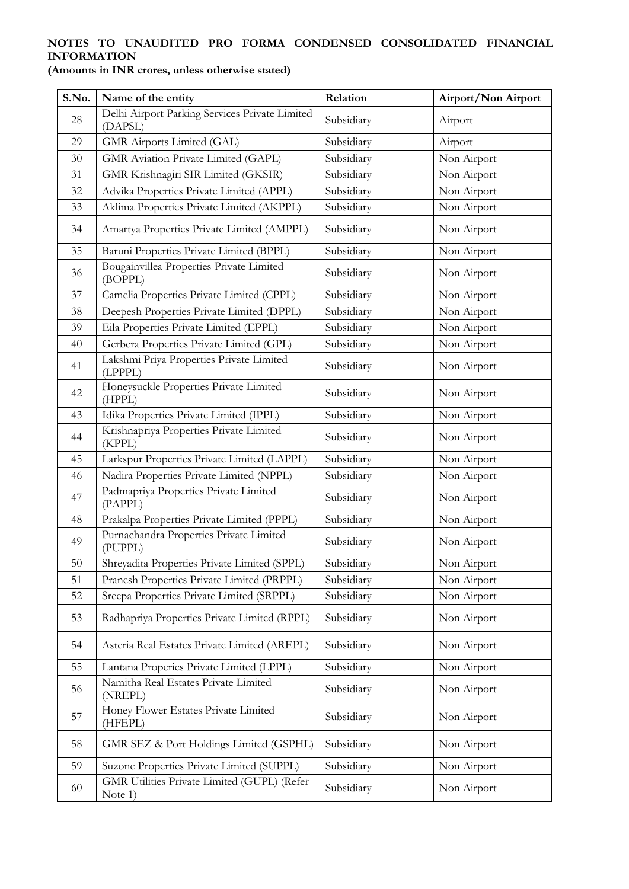**NOTES TO UNAUDITED PRO FORMA CONDENSED CONSOLIDATED FINANCIAL INFORMATION**

**(Amounts in INR crores, unless otherwise stated)**

| S.No. | Name of the entity | Relation | Airport/Non Airport |
|---|---|---|---|
| 28 | Delhi Airport Parking Services Private Limited (DAPSL) | Subsidiary | Airport |
| 29 | GMR Airports Limited (GAL) | Subsidiary | Airport |
| 30 | GMR Aviation Private Limited (GAPL) | Subsidiary | Non Airport |
| 31 | GMR Krishnagiri SIR Limited (GKSIR) | Subsidiary | Non Airport |
| 32 | Advika Properties Private Limited (APPL) | Subsidiary | Non Airport |
| 33 | Aklima Properties Private Limited (AKPPL) | Subsidiary | Non Airport |
| 34 | Amartya Properties Private Limited (AMPPL) | Subsidiary | Non Airport |
| 35 | Baruni Properties Private Limited (BPPL) | Subsidiary | Non Airport |
| 36 | Bougainvillea Properties Private Limited (BOPPL) | Subsidiary | Non Airport |
| 37 | Camelia Properties Private Limited (CPPL) | Subsidiary | Non Airport |
| 38 | Deepesh Properties Private Limited (DPPL) | Subsidiary | Non Airport |
| 39 | Eila Properties Private Limited (EPPL) | Subsidiary | Non Airport |
| 40 | Gerbera Properties Private Limited (GPL) | Subsidiary | Non Airport |
| 41 | Lakshmi Priya Properties Private Limited (LPPPL) | Subsidiary | Non Airport |
| 42 | Honeysuckle Properties Private Limited (HPPL) | Subsidiary | Non Airport |
| 43 | Idika Properties Private Limited (IPPL) | Subsidiary | Non Airport |
| 44 | Krishnapriya Properties Private Limited (KPPL) | Subsidiary | Non Airport |
| 45 | Larkspur Properties Private Limited (LAPPL) | Subsidiary | Non Airport |
| 46 | Nadira Properties Private Limited (NPPL) | Subsidiary | Non Airport |
| 47 | Padmapriya Properties Private Limited (PAPPL) | Subsidiary | Non Airport |
| 48 | Prakalpa Properties Private Limited (PPPL) | Subsidiary | Non Airport |
| 49 | Purnachandra Properties Private Limited (PUPPL) | Subsidiary | Non Airport |
| 50 | Shreyadita Properties Private Limited (SPPL) | Subsidiary | Non Airport |
| 51 | Pranesh Properties Private Limited (PRPPL) | Subsidiary | Non Airport |
| 52 | Sreepa Properties Private Limited (SRPPL) | Subsidiary | Non Airport |
| 53 | Radhapriya Properties Private Limited (RPPL) | Subsidiary | Non Airport |
| 54 | Asteria Real Estates Private Limited (AREPL) | Subsidiary | Non Airport |
| 55 | Lantana Properies Private Limited (LPPL) | Subsidiary | Non Airport |
| 56 | Namitha Real Estates Private Limited (NREPL) | Subsidiary | Non Airport |
| 57 | Honey Flower Estates Private Limited (HFEPL) | Subsidiary | Non Airport |
| 58 | GMR SEZ & Port Holdings Limited (GSPHL) | Subsidiary | Non Airport |
| 59 | Suzone Properties Private Limited (SUPPL) | Subsidiary | Non Airport |
| 60 | GMR Utilities Private Limited (GUPL) (Refer Note 1) | Subsidiary | Non Airport |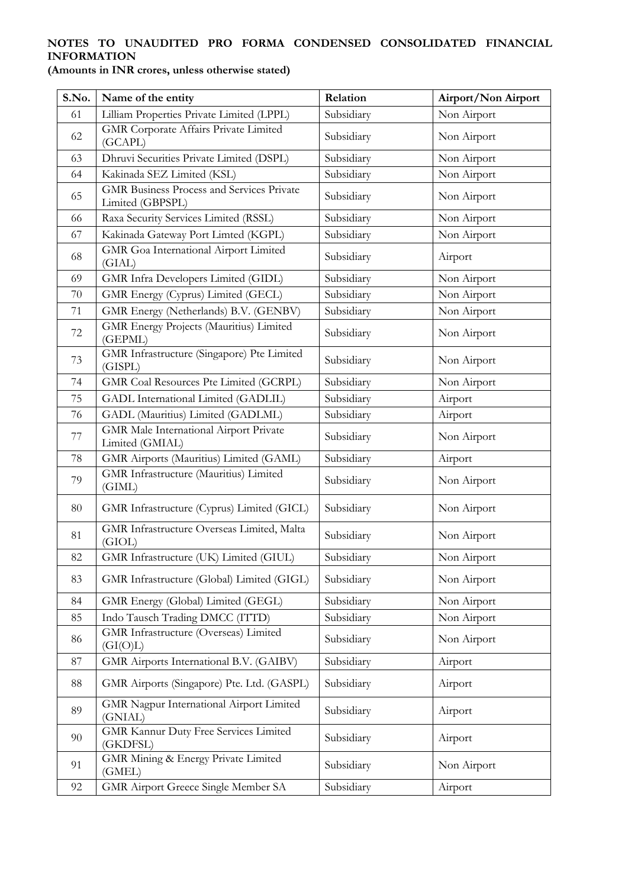**NOTES TO UNAUDITED PRO FORMA CONDENSED CONSOLIDATED FINANCIAL INFORMATION**

**(Amounts in INR crores, unless otherwise stated)**

| S.No. | Name of the entity | Relation | Airport/Non Airport |
|---|---|---|---|
| 61 | Lilliam Properties Private Limited (LPPL) | Subsidiary | Non Airport |
| 62 | GMR Corporate Affairs Private Limited (GCAPL) | Subsidiary | Non Airport |
| 63 | Dhruvi Securities Private Limited (DSPL) | Subsidiary | Non Airport |
| 64 | Kakinada SEZ Limited (KSL) | Subsidiary | Non Airport |
| 65 | GMR Business Process and Services Private Limited (GBPSPL) | Subsidiary | Non Airport |
| 66 | Raxa Security Services Limited (RSSL) | Subsidiary | Non Airport |
| 67 | Kakinada Gateway Port Limted (KGPL) | Subsidiary | Non Airport |
| 68 | GMR Goa International Airport Limited (GIAL) | Subsidiary | Airport |
| 69 | GMR Infra Developers Limited (GIDL) | Subsidiary | Non Airport |
| 70 | GMR Energy (Cyprus) Limited (GECL) | Subsidiary | Non Airport |
| 71 | GMR Energy (Netherlands) B.V. (GENBV) | Subsidiary | Non Airport |
| 72 | GMR Energy Projects (Mauritius) Limited (GEPML) | Subsidiary | Non Airport |
| 73 | GMR Infrastructure (Singapore) Pte Limited (GISPL) | Subsidiary | Non Airport |
| 74 | GMR Coal Resources Pte Limited (GCRPL) | Subsidiary | Non Airport |
| 75 | GADL International Limited (GADLIL) | Subsidiary | Airport |
| 76 | GADL (Mauritius) Limited (GADLML) | Subsidiary | Airport |
| 77 | GMR Male International Airport Private Limited (GMIAL) | Subsidiary | Non Airport |
| 78 | GMR Airports (Mauritius) Limited (GAML) | Subsidiary | Airport |
| 79 | GMR Infrastructure (Mauritius) Limited (GIML) | Subsidiary | Non Airport |
| 80 | GMR Infrastructure (Cyprus) Limited (GICL) | Subsidiary | Non Airport |
| 81 | GMR Infrastructure Overseas Limited, Malta (GIOL) | Subsidiary | Non Airport |
| 82 | GMR Infrastructure (UK) Limited (GIUL) | Subsidiary | Non Airport |
| 83 | GMR Infrastructure (Global) Limited (GIGL) | Subsidiary | Non Airport |
| 84 | GMR Energy (Global) Limited (GEGL) | Subsidiary | Non Airport |
| 85 | Indo Tausch Trading DMCC (ITTD) | Subsidiary | Non Airport |
| 86 | GMR Infrastructure (Overseas) Limited (GI(O)L) | Subsidiary | Non Airport |
| 87 | GMR Airports International B.V. (GAIBV) | Subsidiary | Airport |
| 88 | GMR Airports (Singapore) Pte. Ltd. (GASPL) | Subsidiary | Airport |
| 89 | GMR Nagpur International Airport Limited (GNIAL) | Subsidiary | Airport |
| 90 | GMR Kannur Duty Free Services Limited (GKDFSL) | Subsidiary | Airport |
| 91 | GMR Mining & Energy Private Limited (GMEL) | Subsidiary | Non Airport |
| 92 | GMR Airport Greece Single Member SA | Subsidiary | Airport |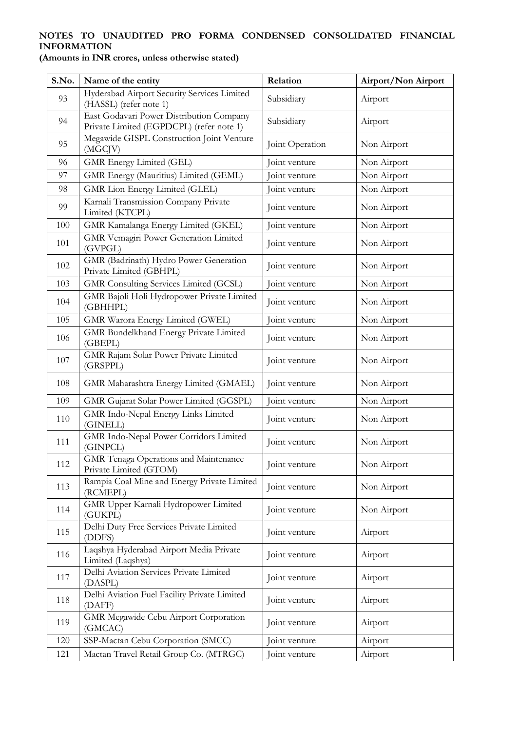**NOTES TO UNAUDITED PRO FORMA CONDENSED CONSOLIDATED FINANCIAL INFORMATION**

**(Amounts in INR crores, unless otherwise stated)**

| S.No. | Name of the entity | Relation | Airport/Non Airport |
|---|---|---|---|
| 93 | Hyderabad Airport Security Services Limited (HASSL) (refer note 1) | Subsidiary | Airport |
| 94 | East Godavari Power Distribution Company Private Limited (EGPDCPL) (refer note 1) | Subsidiary | Airport |
| 95 | Megawide GISPL Construction Joint Venture (MGCJV) | Joint Operation | Non Airport |
| 96 | GMR Energy Limited (GEL) | Joint venture | Non Airport |
| 97 | GMR Energy (Mauritius) Limited (GEML) | Joint venture | Non Airport |
| 98 | GMR Lion Energy Limited (GLEL) | Joint venture | Non Airport |
| 99 | Karnali Transmission Company Private Limited (KTCPL) | Joint venture | Non Airport |
| 100 | GMR Kamalanga Energy Limited (GKEL) | Joint venture | Non Airport |
| 101 | GMR Vemagiri Power Generation Limited (GVPGL) | Joint venture | Non Airport |
| 102 | GMR (Badrinath) Hydro Power Generation Private Limited (GBHPL) | Joint venture | Non Airport |
| 103 | GMR Consulting Services Limited (GCSL) | Joint venture | Non Airport |
| 104 | GMR Bajoli Holi Hydropower Private Limited (GBHHPL) | Joint venture | Non Airport |
| 105 | GMR Warora Energy Limited (GWEL) | Joint venture | Non Airport |
| 106 | GMR Bundelkhand Energy Private Limited (GBEPL) | Joint venture | Non Airport |
| 107 | GMR Rajam Solar Power Private Limited (GRSPPL) | Joint venture | Non Airport |
| 108 | GMR Maharashtra Energy Limited (GMAEL) | Joint venture | Non Airport |
| 109 | GMR Gujarat Solar Power Limited (GGSPL) | Joint venture | Non Airport |
| 110 | GMR Indo-Nepal Energy Links Limited (GINELL) | Joint venture | Non Airport |
| 111 | GMR Indo-Nepal Power Corridors Limited (GINPCL) | Joint venture | Non Airport |
| 112 | GMR Tenaga Operations and Maintenance Private Limited (GTOM) | Joint venture | Non Airport |
| 113 | Rampia Coal Mine and Energy Private Limited (RCMEPL) | Joint venture | Non Airport |
| 114 | GMR Upper Karnali Hydropower Limited (GUKPL) | Joint venture | Non Airport |
| 115 | Delhi Duty Free Services Private Limited (DDFS) | Joint venture | Airport |
| 116 | Laqshya Hyderabad Airport Media Private Limited (Laqshya) | Joint venture | Airport |
| 117 | Delhi Aviation Services Private Limited (DASPL) | Joint venture | Airport |
| 118 | Delhi Aviation Fuel Facility Private Limited (DAFF) | Joint venture | Airport |
| 119 | GMR Megawide Cebu Airport Corporation (GMCAC) | Joint venture | Airport |
| 120 | SSP-Mactan Cebu Corporation (SMCC) | Joint venture | Airport |
| 121 | Mactan Travel Retail Group Co. (MTRGC) | Joint venture | Airport |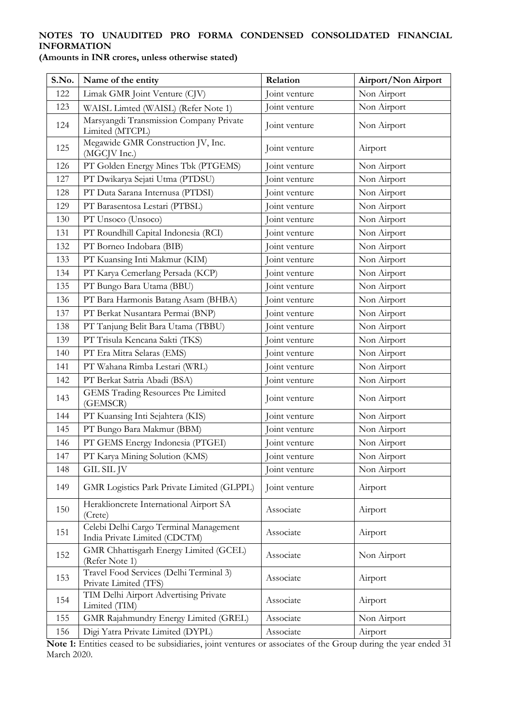**NOTES TO UNAUDITED PRO FORMA CONDENSED CONSOLIDATED FINANCIAL INFORMATION**

**(Amounts in INR crores, unless otherwise stated)**

| S.No. | Name of the entity | Relation | Airport/Non Airport |
|---|---|---|---|
| 122 | Limak GMR Joint Venture (CJV) | Joint venture | Non Airport |
| 123 | WAISL Limted (WAISL) (Refer Note 1) | Joint venture | Non Airport |
| 124 | Marsyangdi Transmission Company Private Limited (MTCPL) | Joint venture | Non Airport |
| 125 | Megawide GMR Construction JV, Inc. (MGCJV Inc.) | Joint venture | Airport |
| 126 | PT Golden Energy Mines Tbk (PTGEMS) | Joint venture | Non Airport |
| 127 | PT Dwikarya Sejati Utma (PTDSU) | Joint venture | Non Airport |
| 128 | PT Duta Sarana Internusa (PTDSI) | Joint venture | Non Airport |
| 129 | PT Barasentosa Lestari (PTBSL) | Joint venture | Non Airport |
| 130 | PT Unsoco (Unsoco) | Joint venture | Non Airport |
| 131 | PT Roundhill Capital Indonesia (RCI) | Joint venture | Non Airport |
| 132 | PT Borneo Indobara (BIB) | Joint venture | Non Airport |
| 133 | PT Kuansing Inti Makmur (KIM) | Joint venture | Non Airport |
| 134 | PT Karya Cemerlang Persada (KCP) | Joint venture | Non Airport |
| 135 | PT Bungo Bara Utama (BBU) | Joint venture | Non Airport |
| 136 | PT Bara Harmonis Batang Asam (BHBA) | Joint venture | Non Airport |
| 137 | PT Berkat Nusantara Permai (BNP) | Joint venture | Non Airport |
| 138 | PT Tanjung Belit Bara Utama (TBBU) | Joint venture | Non Airport |
| 139 | PT Trisula Kencana Sakti (TKS) | Joint venture | Non Airport |
| 140 | PT Era Mitra Selaras (EMS) | Joint venture | Non Airport |
| 141 | PT Wahana Rimba Lestari (WRL) | Joint venture | Non Airport |
| 142 | PT Berkat Satria Abadi (BSA) | Joint venture | Non Airport |
| 143 | GEMS Trading Resources Pte Limited (GEMSCR) | Joint venture | Non Airport |
| 144 | PT Kuansing Inti Sejahtera (KIS) | Joint venture | Non Airport |
| 145 | PT Bungo Bara Makmur (BBM) | Joint venture | Non Airport |
| 146 | PT GEMS Energy Indonesia (PTGEI) | Joint venture | Non Airport |
| 147 | PT Karya Mining Solution (KMS) | Joint venture | Non Airport |
| 148 | GIL SIL JV | Joint venture | Non Airport |
| 149 | GMR Logistics Park Private Limited (GLPPL) | Joint venture | Airport |
| 150 | Heraklioncrete International Airport SA (Crete) | Associate | Airport |
| 151 | Celebi Delhi Cargo Terminal Management India Private Limited (CDCTM) | Associate | Airport |
| 152 | GMR Chhattisgarh Energy Limited (GCEL) (Refer Note 1) | Associate | Non Airport |
| 153 | Travel Food Services (Delhi Terminal 3) Private Limited (TFS) | Associate | Airport |
| 154 | TIM Delhi Airport Advertising Private Limited (TIM) | Associate | Airport |
| 155 | GMR Rajahmundry Energy Limited (GREL) | Associate | Non Airport |
| 156 | Digi Yatra Private Limited (DYPL) | Associate | Airport |

**Note 1:** Entities ceased to be subsidiaries, joint ventures or associates of the Group during the year ended 31 March 2020.